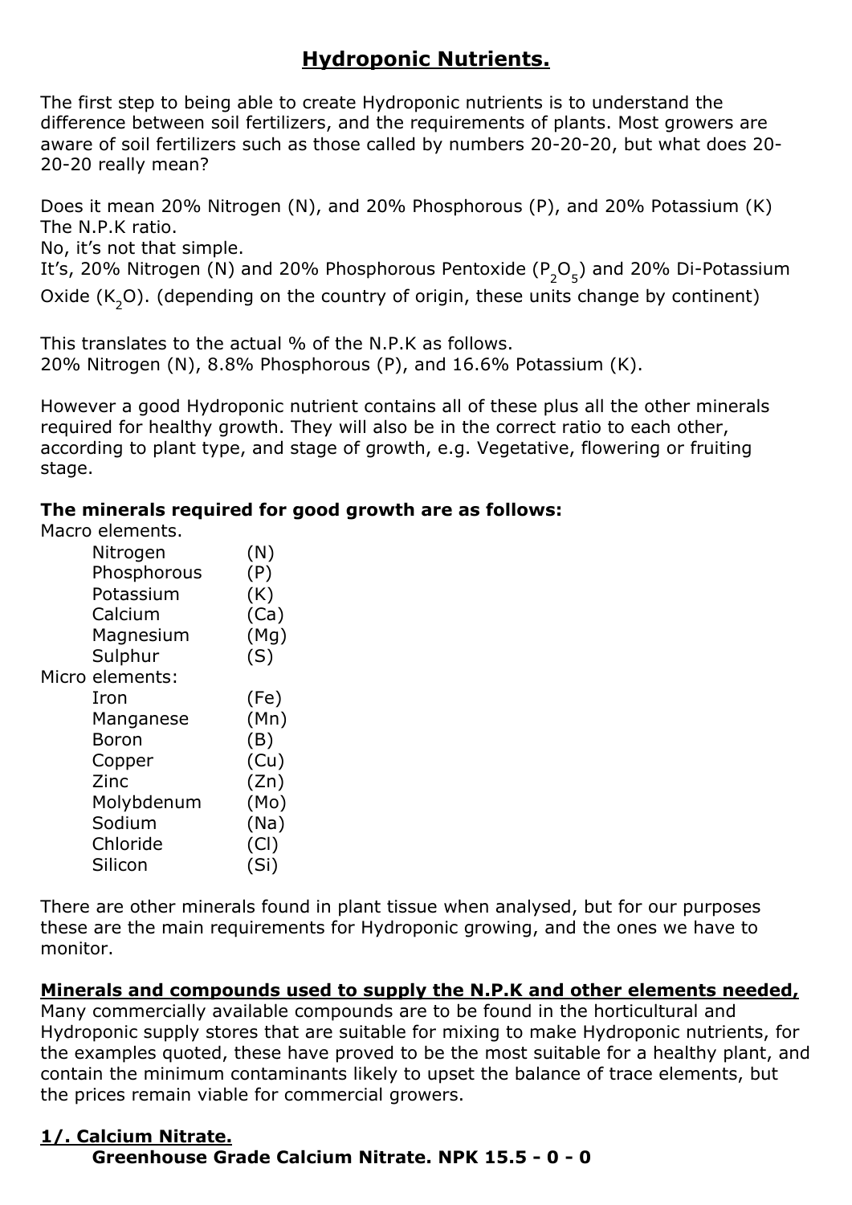# Hydroponic Nutrients.

The first step to being able to create Hydroponic nutrients is to understand the difference between soil fertilizers, and the requirements of plants. Most growers are aware of soil fertilizers such as those called by numbers 20-20-20, but what does 20-20-20 really mean?

Does it mean 20% Nitrogen (N), and 20% Phosphorous (P), and 20% Potassium (K) The N.P.K ratio.
No, it's not that simple.
It's, 20% Nitrogen (N) and 20% Phosphorous Pentoxide ($P_2O_5$) and 20% Di-Potassium Oxide ($K_2O$). (depending on the country of origin, these units change by continent)

This translates to the actual % of the N.P.K as follows.
20% Nitrogen (N), 8.8% Phosphorous (P), and 16.6% Potassium (K).

However a good Hydroponic nutrient contains all of these plus all the other minerals required for healthy growth. They will also be in the correct ratio to each other, according to plant type, and stage of growth, e.g. Vegetative, flowering or fruiting stage.

**The minerals required for good growth are as follows:**

Macro elements.

- Nitrogen (N)
- Phosphorous (P)
- Potassium (K)
- Calcium (Ca)
- Magnesium (Mg)
- Sulphur (S)

Micro elements:

- Iron (Fe)
- Manganese (Mn)
- Boron (B)
- Copper (Cu)
- Zinc (Zn)
- Molybdenum (Mo)
- Sodium (Na)
- Chloride (Cl)
- Silicon (Si)

There are other minerals found in plant tissue when analysed, but for our purposes these are the main requirements for Hydroponic growing, and the ones we have to monitor.

**Minerals and compounds used to supply the N.P.K and other elements needed,**

Many commercially available compounds are to be found in the horticultural and Hydroponic supply stores that are suitable for mixing to make Hydroponic nutrients, for the examples quoted, these have proved to be the most suitable for a healthy plant, and contain the minimum contaminants likely to upset the balance of trace elements, but the prices remain viable for commercial growers.

## 1/. Calcium Nitrate.

**Greenhouse Grade Calcium Nitrate. NPK 15.5 - 0 - 0**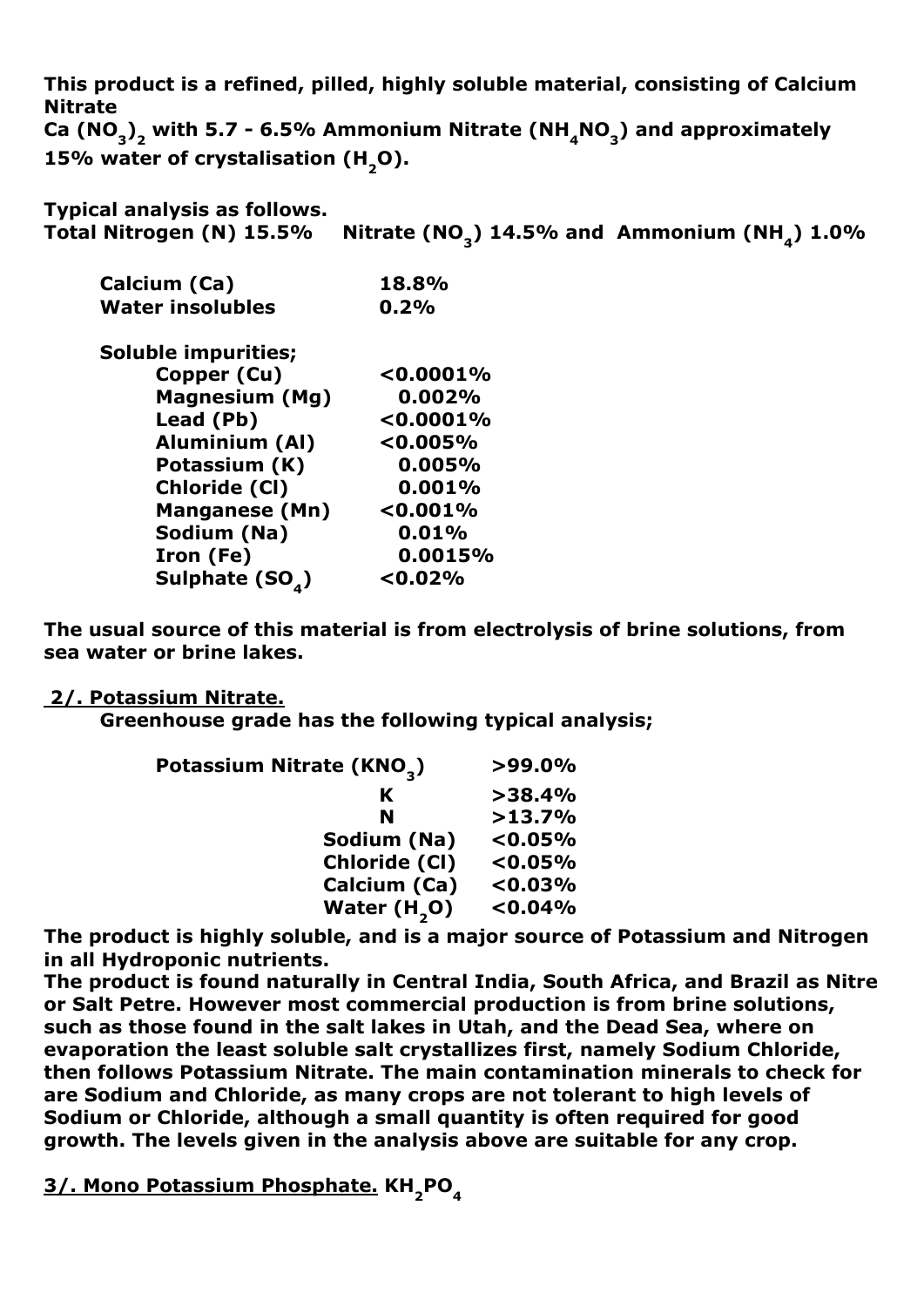**This product is a refined, pilled, highly soluble material, consisting of Calcium Nitrate**
**Ca $(NO_3)_2$ with 5.7 - 6.5% Ammonium Nitrate ($NH_4NO_3$) and approximately 15% water of crystalisation ($H_2O$).**

**Typical analysis as follows.**
**Total Nitrogen (N) 15.5%     Nitrate ($NO_3$) 14.5% and  Ammonium ($NH_4$) 1.0%**

| | |
|---|---|
| **Calcium (Ca)** | **18.8%** |
| **Water insolubles** | **0.2%** |

**Soluble impurities;**

| | |
|---|---|
| **Copper (Cu)** | **<0.0001%** |
| **Magnesium (Mg)** | **0.002%** |
| **Lead (Pb)** | **<0.0001%** |
| **Aluminium (Al)** | **<0.005%** |
| **Potassium (K)** | **0.005%** |
| **Chloride (Cl)** | **0.001%** |
| **Manganese (Mn)** | **<0.001%** |
| **Sodium (Na)** | **0.01%** |
| **Iron (Fe)** | **0.0015%** |
| **Sulphate ($SO_4$)** | **<0.02%** |

**The usual source of this material is from electrolysis of brine solutions, from sea water or brine lakes.**

**2/. Potassium Nitrate.**

**Greenhouse grade has the following typical analysis;**

| | |
|---|---|
| **Potassium Nitrate ($KNO_3$)** | **>99.0%** |
| **K** | **>38.4%** |
| **N** | **>13.7%** |
| **Sodium (Na)** | **<0.05%** |
| **Chloride (Cl)** | **<0.05%** |
| **Calcium (Ca)** | **<0.03%** |
| **Water ($H_2O$)** | **<0.04%** |

**The product is highly soluble, and is a major source of Potassium and Nitrogen in all Hydroponic nutrients.**
**The product is found naturally in Central India, South Africa, and Brazil as Nitre or Salt Petre. However most commercial production is from brine solutions, such as those found in the salt lakes in Utah, and the Dead Sea, where on evaporation the least soluble salt crystallizes first, namely Sodium Chloride, then follows Potassium Nitrate. The main contamination minerals to check for are Sodium and Chloride, as many crops are not tolerant to high levels of Sodium or Chloride, although a small quantity is often required for good growth. The levels given in the analysis above are suitable for any crop.**

**3/. Mono Potassium Phosphate.** **$KH_2PO_4$**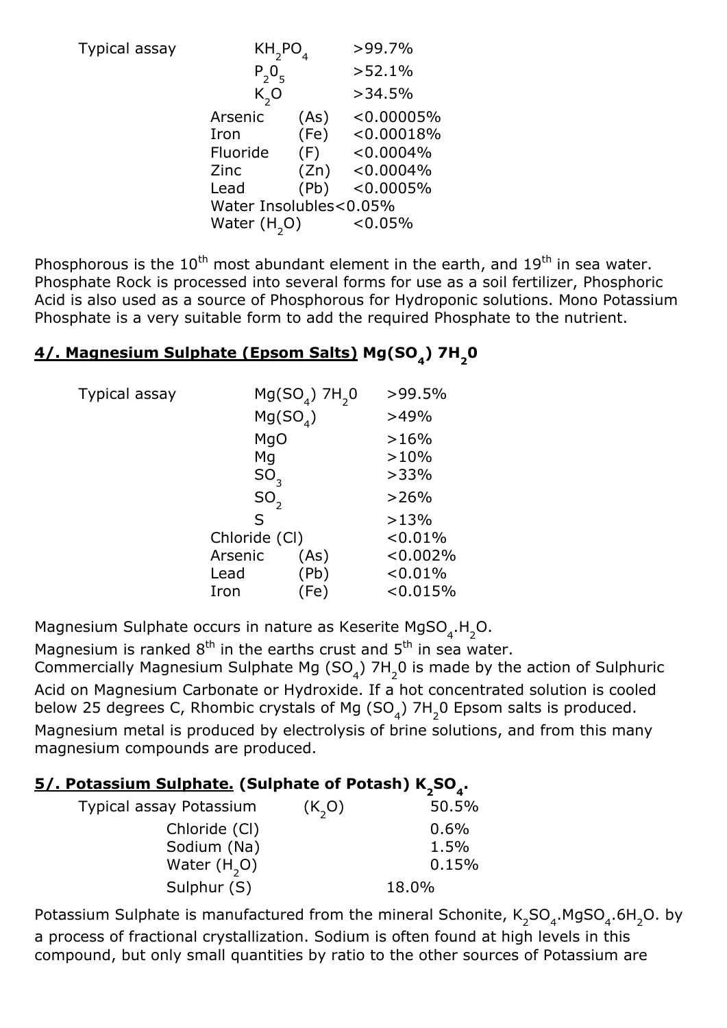| Typical assay | | |
|---|---|---|
| $KH_2PO_4$ | | >99.7% |
| $P_20_5$ | | >52.1% |
| $K_2O$ | | >34.5% |
| Arsenic | (As) | <0.00005% |
| Iron | (Fe) | <0.00018% |
| Fluoride | (F) | <0.0004% |
| Zinc | (Zn) | <0.0004% |
| Lead | (Pb) | <0.0005% |
| Water Insolubles | | <0.05% |
| Water ($H_2O$) | | <0.05% |

Phosphorous is the 10th most abundant element in the earth, and 19th in sea water. Phosphate Rock is processed into several forms for use as a soil fertilizer, Phosphoric Acid is also used as a source of Phosphorous for Hydroponic solutions. Mono Potassium Phosphate is a very suitable form to add the required Phosphate to the nutrient.

## 4/. Magnesium Sulphate (Epsom Salts) $Mg(SO_4)\ 7H_20$

| Typical assay | | |
|---|---|---|
| $Mg(SO_4)\ 7H_20$ | | >99.5% |
| $Mg(SO_4)$ | | >49% |
| MgO | | >16% |
| Mg | | >10% |
| $SO_3$ | | >33% |
| $SO_2$ | | >26% |
| S | | >13% |
| Chloride (Cl) | | <0.01% |
| Arsenic | (As) | <0.002% |
| Lead | (Pb) | <0.01% |
| Iron | (Fe) | <0.015% |

Magnesium Sulphate occurs in nature as Keserite $MgSO_4.H_2O$.
Magnesium is ranked 8th in the earths crust and 5th in sea water.
Commercially Magnesium Sulphate $Mg\ (SO_4)\ 7H_20$ is made by the action of Sulphuric Acid on Magnesium Carbonate or Hydroxide. If a hot concentrated solution is cooled below 25 degrees C, Rhombic crystals of $Mg\ (SO_4)\ 7H_20$ Epsom salts is produced. Magnesium metal is produced by electrolysis of brine solutions, and from this many magnesium compounds are produced.

## 5/. Potassium Sulphate. (Sulphate of Potash) $K_2SO_4$.

| Typical assay | | |
|---|---|---|
| Potassium | ($K_2O$) | 50.5% |
| Chloride (Cl) | | 0.6% |
| Sodium (Na) | | 1.5% |
| Water ($H_2O$) | | 0.15% |
| Sulphur (S) | | 18.0% |

Potassium Sulphate is manufactured from the mineral Schonite, $K_2SO_4.MgSO_4.6H_2O$. by a process of fractional crystallization. Sodium is often found at high levels in this compound, but only small quantities by ratio to the other sources of Potassium are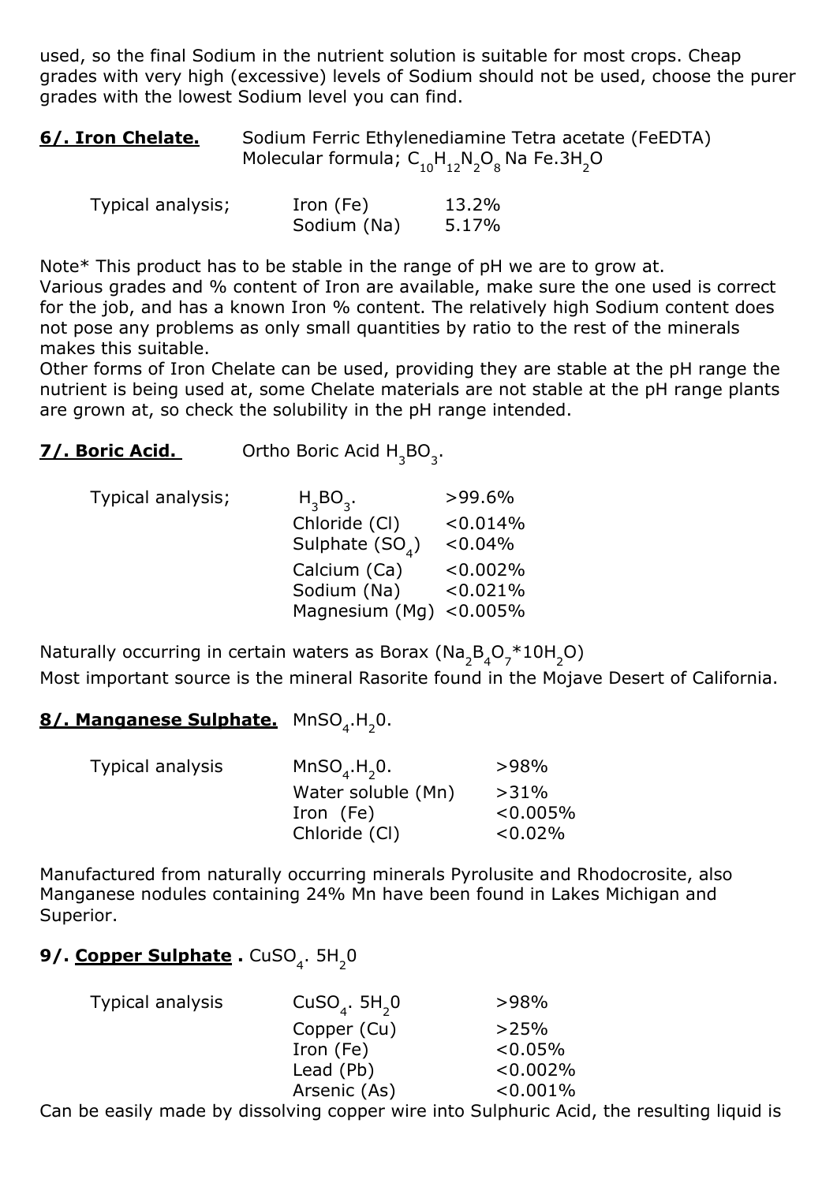used, so the final Sodium in the nutrient solution is suitable for most crops. Cheap grades with very high (excessive) levels of Sodium should not be used, choose the purer grades with the lowest Sodium level you can find.

**6/. Iron Chelate.** Sodium Ferric Ethylenediamine Tetra acetate (FeEDTA)
Molecular formula; $C_{10}H_{12}N_2O_8$ Na Fe.$3H_2O$

| Typical analysis; | | |
|---|---|---|
| | Iron (Fe) | 13.2% |
| | Sodium (Na) | 5.17% |

Note* This product has to be stable in the range of pH we are to grow at.
Various grades and % content of Iron are available, make sure the one used is correct for the job, and has a known Iron % content. The relatively high Sodium content does not pose any problems as only small quantities by ratio to the rest of the minerals makes this suitable.
Other forms of Iron Chelate can be used, providing they are stable at the pH range the nutrient is being used at, some Chelate materials are not stable at the pH range plants are grown at, so check the solubility in the pH range intended.

**7/. Boric Acid.** Ortho Boric Acid $H_3BO_3$.

| Typical analysis; | | |
|---|---|---|
| | $H_3BO_3$. | >99.6% |
| | Chloride (Cl) | <0.014% |
| | Sulphate ($SO_4$) | <0.04% |
| | Calcium (Ca) | <0.002% |
| | Sodium (Na) | <0.021% |
| | Magnesium (Mg) | <0.005% |

Naturally occurring in certain waters as Borax ($Na_2B_4O_7$*$10H_2O$)
Most important source is the mineral Rasorite found in the Mojave Desert of California.

**8/. Manganese Sulphate.** $MnSO_4.H_20$.

| Typical analysis | | |
|---|---|---|
| | $MnSO_4.H_20$. | >98% |
| | Water soluble (Mn) | >31% |
| | Iron (Fe) | <0.005% |
| | Chloride (Cl) | <0.02% |

Manufactured from naturally occurring minerals Pyrolusite and Rhodocrosite, also Manganese nodules containing 24% Mn have been found in Lakes Michigan and Superior.

**9/. Copper Sulphate .** $CuSO_4$. $5H_20$

| Typical analysis | | |
|---|---|---|
| | $CuSO_4$. $5H_20$ | >98% |
| | Copper (Cu) | >25% |
| | Iron (Fe) | <0.05% |
| | Lead (Pb) | <0.002% |
| | Arsenic (As) | <0.001% |

Can be easily made by dissolving copper wire into Sulphuric Acid, the resulting liquid is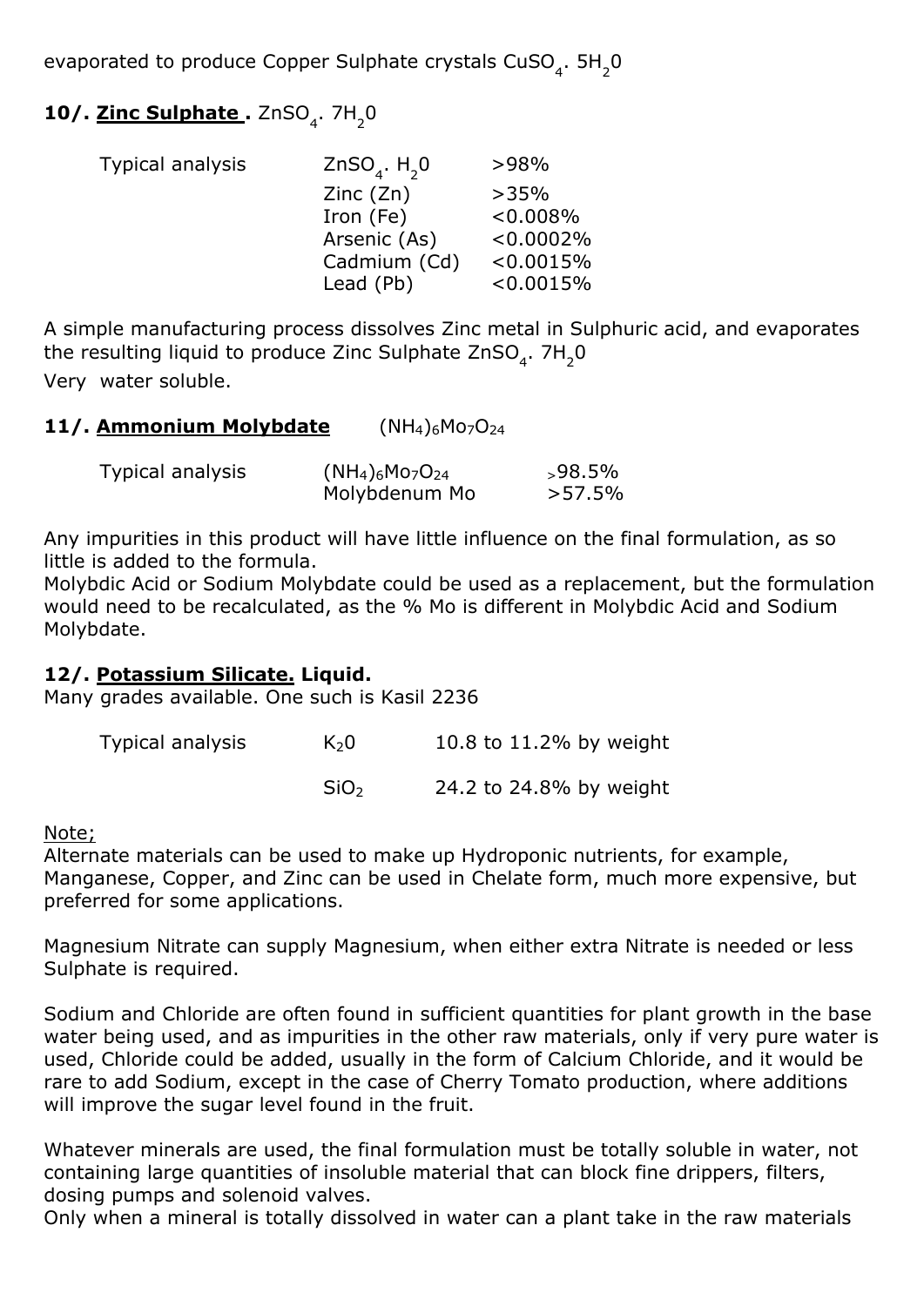evaporated to produce Copper Sulphate crystals $CuSO_4 . 5H_2O$

**10/. <u>Zinc Sulphate</u> .** $ZnSO_4 . 7H_2O$

| Typical analysis | $ZnSO_4 . H_2O$ | >98% |
|---|---|---|
| | Zinc (Zn) | >35% |
| | Iron (Fe) | <0.008% |
| | Arsenic (As) | <0.0002% |
| | Cadmium (Cd) | <0.0015% |
| | Lead (Pb) | <0.0015% |

A simple manufacturing process dissolves Zinc metal in Sulphuric acid, and evaporates the resulting liquid to produce Zinc Sulphate $ZnSO_4 . 7H_2O$
Very water soluble.

**11/. <u>Ammonium Molybdate</u>** $(NH_4)_6Mo_7O_{24}$

| Typical analysis | $(NH_4)_6Mo_7O_{24}$ | >98.5% |
|---|---|---|
| | Molybdenum Mo | >57.5% |

Any impurities in this product will have little influence on the final formulation, as so little is added to the formula.
Molybdic Acid or Sodium Molybdate could be used as a replacement, but the formulation would need to be recalculated, as the % Mo is different in Molybdic Acid and Sodium Molybdate.

**12/. <u>Potassium Silicate.</u> Liquid.**
Many grades available. One such is Kasil 2236

| Typical analysis | $K_2O$ | 10.8 to 11.2% by weight |
|---|---|---|
| | $SiO_2$ | 24.2 to 24.8% by weight |

<u>Note;</u>
Alternate materials can be used to make up Hydroponic nutrients, for example, Manganese, Copper, and Zinc can be used in Chelate form, much more expensive, but preferred for some applications.

Magnesium Nitrate can supply Magnesium, when either extra Nitrate is needed or less Sulphate is required.

Sodium and Chloride are often found in sufficient quantities for plant growth in the base water being used, and as impurities in the other raw materials, only if very pure water is used, Chloride could be added, usually in the form of Calcium Chloride, and it would be rare to add Sodium, except in the case of Cherry Tomato production, where additions will improve the sugar level found in the fruit.

Whatever minerals are used, the final formulation must be totally soluble in water, not containing large quantities of insoluble material that can block fine drippers, filters, dosing pumps and solenoid valves.
Only when a mineral is totally dissolved in water can a plant take in the raw materials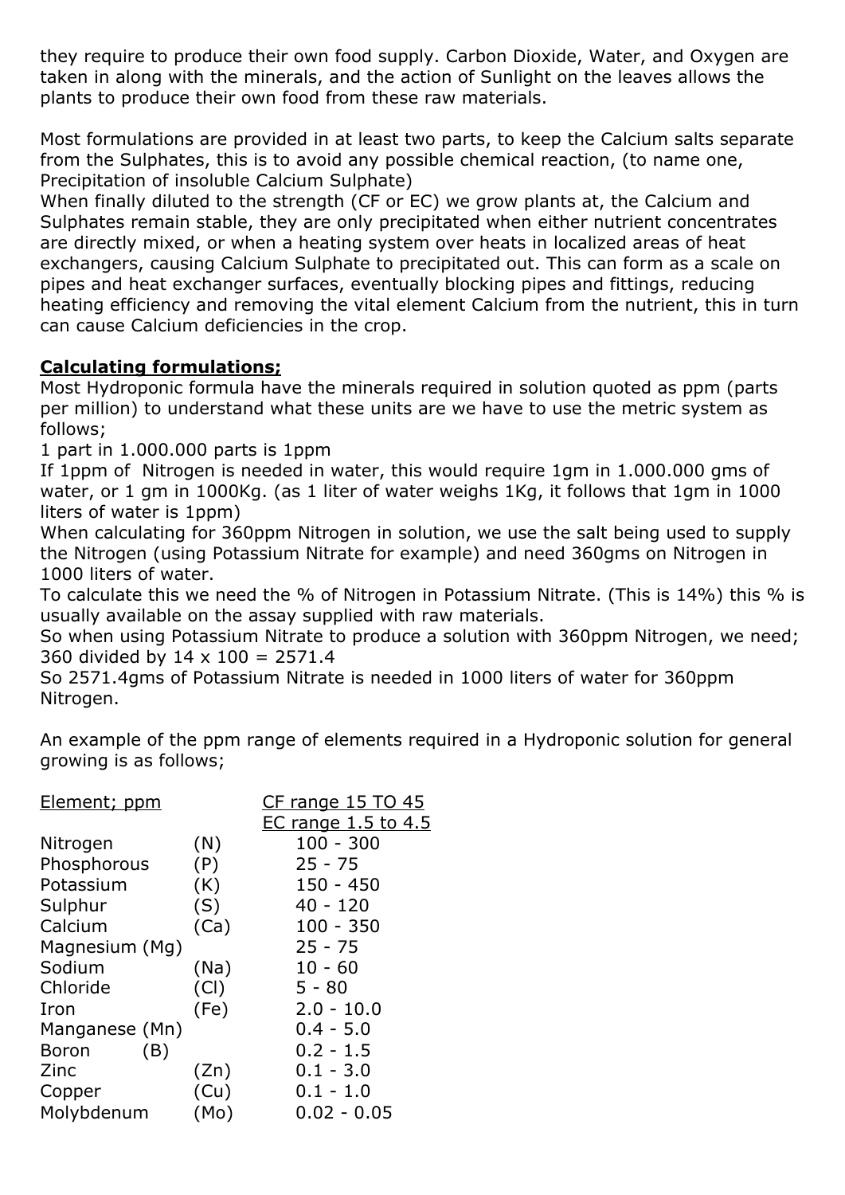they require to produce their own food supply. Carbon Dioxide, Water, and Oxygen are taken in along with the minerals, and the action of Sunlight on the leaves allows the plants to produce their own food from these raw materials.

Most formulations are provided in at least two parts, to keep the Calcium salts separate from the Sulphates, this is to avoid any possible chemical reaction, (to name one, Precipitation of insoluble Calcium Sulphate)
When finally diluted to the strength (CF or EC) we grow plants at, the Calcium and Sulphates remain stable, they are only precipitated when either nutrient concentrates are directly mixed, or when a heating system over heats in localized areas of heat exchangers, causing Calcium Sulphate to precipitated out. This can form as a scale on pipes and heat exchanger surfaces, eventually blocking pipes and fittings, reducing heating efficiency and removing the vital element Calcium from the nutrient, this in turn can cause Calcium deficiencies in the crop.

**Calculating formulations;**

Most Hydroponic formula have the minerals required in solution quoted as ppm (parts per million) to understand what these units are we have to use the metric system as follows;
1 part in 1.000.000 parts is 1ppm
If 1ppm of Nitrogen is needed in water, this would require 1gm in 1.000.000 gms of water, or 1 gm in 1000Kg. (as 1 liter of water weighs 1Kg, it follows that 1gm in 1000 liters of water is 1ppm)
When calculating for 360ppm Nitrogen in solution, we use the salt being used to supply the Nitrogen (using Potassium Nitrate for example) and need 360gms on Nitrogen in 1000 liters of water.
To calculate this we need the % of Nitrogen in Potassium Nitrate. (This is 14%) this % is usually available on the assay supplied with raw materials.
So when using Potassium Nitrate to produce a solution with 360ppm Nitrogen, we need;
360 divided by 14 x 100 = 2571.4
So 2571.4gms of Potassium Nitrate is needed in 1000 liters of water for 360ppm Nitrogen.

An example of the ppm range of elements required in a Hydroponic solution for general growing is as follows;

| Element; ppm | | CF range 15 TO 45<br>EC range 1.5 to 4.5 |
|---|---|---|
| Nitrogen | (N) | 100 - 300 |
| Phosphorous | (P) | 25 - 75 |
| Potassium | (K) | 150 - 450 |
| Sulphur | (S) | 40 - 120 |
| Calcium | (Ca) | 100 - 350 |
| Magnesium | (Mg) | 25 - 75 |
| Sodium | (Na) | 10 - 60 |
| Chloride | (Cl) | 5 - 80 |
| Iron | (Fe) | 2.0 - 10.0 |
| Manganese | (Mn) | 0.4 - 5.0 |
| Boron | (B) | 0.2 - 1.5 |
| Zinc | (Zn) | 0.1 - 3.0 |
| Copper | (Cu) | 0.1 - 1.0 |
| Molybdenum | (Mo) | 0.02 - 0.05 |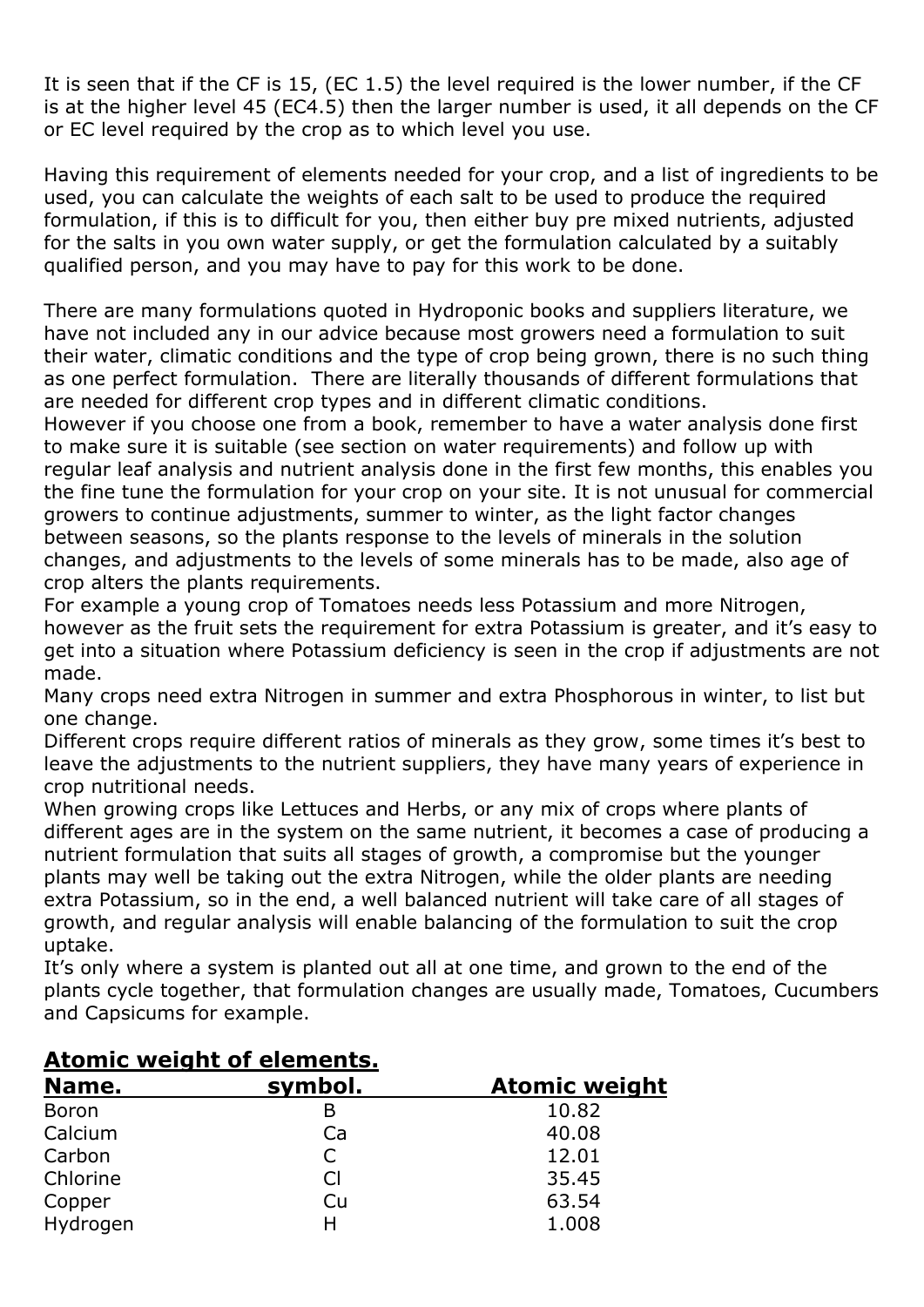It is seen that if the CF is 15, (EC 1.5) the level required is the lower number, if the CF is at the higher level 45 (EC4.5) then the larger number is used, it all depends on the CF or EC level required by the crop as to which level you use.

Having this requirement of elements needed for your crop, and a list of ingredients to be used, you can calculate the weights of each salt to be used to produce the required formulation, if this is to difficult for you, then either buy pre mixed nutrients, adjusted for the salts in you own water supply, or get the formulation calculated by a suitably qualified person, and you may have to pay for this work to be done.

There are many formulations quoted in Hydroponic books and suppliers literature, we have not included any in our advice because most growers need a formulation to suit their water, climatic conditions and the type of crop being grown, there is no such thing as one perfect formulation. There are literally thousands of different formulations that are needed for different crop types and in different climatic conditions.
However if you choose one from a book, remember to have a water analysis done first to make sure it is suitable (see section on water requirements) and follow up with regular leaf analysis and nutrient analysis done in the first few months, this enables you the fine tune the formulation for your crop on your site. It is not unusual for commercial growers to continue adjustments, summer to winter, as the light factor changes between seasons, so the plants response to the levels of minerals in the solution changes, and adjustments to the levels of some minerals has to be made, also age of crop alters the plants requirements.
For example a young crop of Tomatoes needs less Potassium and more Nitrogen, however as the fruit sets the requirement for extra Potassium is greater, and it's easy to get into a situation where Potassium deficiency is seen in the crop if adjustments are not made.
Many crops need extra Nitrogen in summer and extra Phosphorous in winter, to list but one change.
Different crops require different ratios of minerals as they grow, some times it's best to leave the adjustments to the nutrient suppliers, they have many years of experience in crop nutritional needs.
When growing crops like Lettuces and Herbs, or any mix of crops where plants of different ages are in the system on the same nutrient, it becomes a case of producing a nutrient formulation that suits all stages of growth, a compromise but the younger plants may well be taking out the extra Nitrogen, while the older plants are needing extra Potassium, so in the end, a well balanced nutrient will take care of all stages of growth, and regular analysis will enable balancing of the formulation to suit the crop uptake.
It's only where a system is planted out all at one time, and grown to the end of the plants cycle together, that formulation changes are usually made, Tomatoes, Cucumbers and Capsicums for example.

## Atomic weight of elements.

| Name. | symbol. | Atomic weight |
|---|---|---|
| Boron | B | 10.82 |
| Calcium | Ca | 40.08 |
| Carbon | C | 12.01 |
| Chlorine | Cl | 35.45 |
| Copper | Cu | 63.54 |
| Hydrogen | H | 1.008 |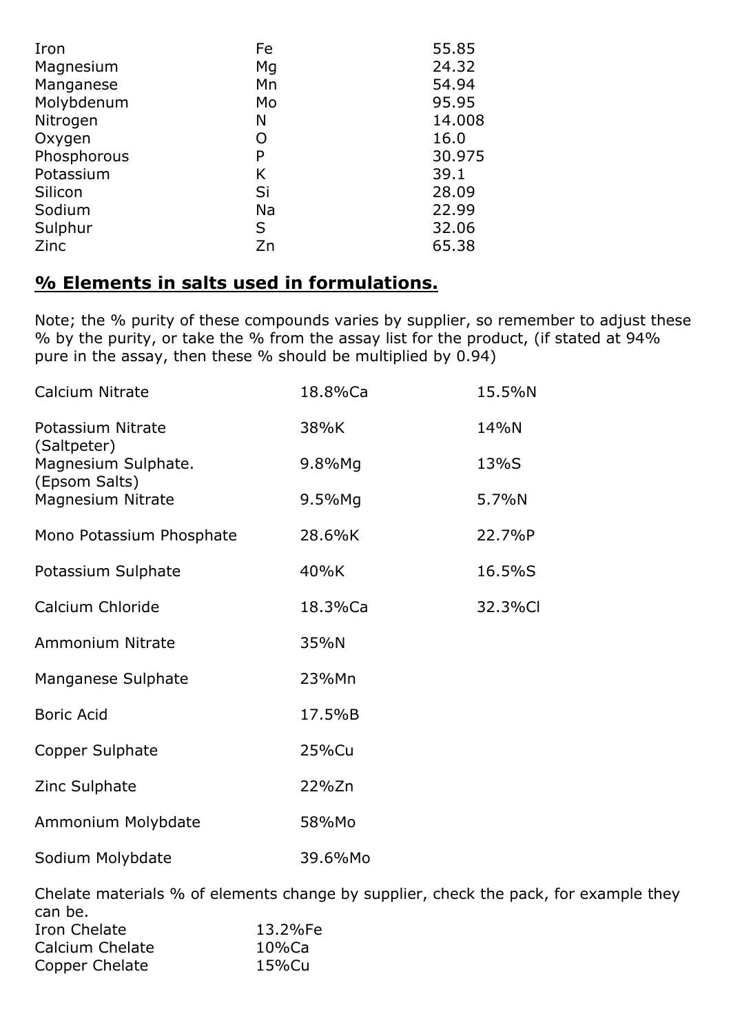| | | |
|---|---|---|
| Iron | Fe | 55.85 |
| Magnesium | Mg | 24.32 |
| Manganese | Mn | 54.94 |
| Molybdenum | Mo | 95.95 |
| Nitrogen | N | 14.008 |
| Oxygen | O | 16.0 |
| Phosphorous | P | 30.975 |
| Potassium | K | 39.1 |
| Silicon | Si | 28.09 |
| Sodium | Na | 22.99 |
| Sulphur | S | 32.06 |
| Zinc | Zn | 65.38 |

## <u>% Elements in salts used in formulations.</u>

Note; the % purity of these compounds varies by supplier, so remember to adjust these % by the purity, or take the % from the assay list for the product, (if stated at 94% pure in the assay, then these % should be multiplied by 0.94)

| | | |
|---|---|---|
| Calcium Nitrate | 18.8%Ca | 15.5%N |
| Potassium Nitrate (Saltpeter) | 38%K | 14%N |
| Magnesium Sulphate. (Epsom Salts) | 9.8%Mg | 13%S |
| Magnesium Nitrate | 9.5%Mg | 5.7%N |
| Mono Potassium Phosphate | 28.6%K | 22.7%P |
| Potassium Sulphate | 40%K | 16.5%S |
| Calcium Chloride | 18.3%Ca | 32.3%Cl |
| Ammonium Nitrate | 35%N | |
| Manganese Sulphate | 23%Mn | |
| Boric Acid | 17.5%B | |
| Copper Sulphate | 25%Cu | |
| Zinc Sulphate | 22%Zn | |
| Ammonium Molybdate | 58%Mo | |
| Sodium Molybdate | 39.6%Mo | |

Chelate materials % of elements change by supplier, check the pack, for example they can be.

| | |
|---|---|
| Iron Chelate | 13.2%Fe |
| Calcium Chelate | 10%Ca |
| Copper Chelate | 15%Cu |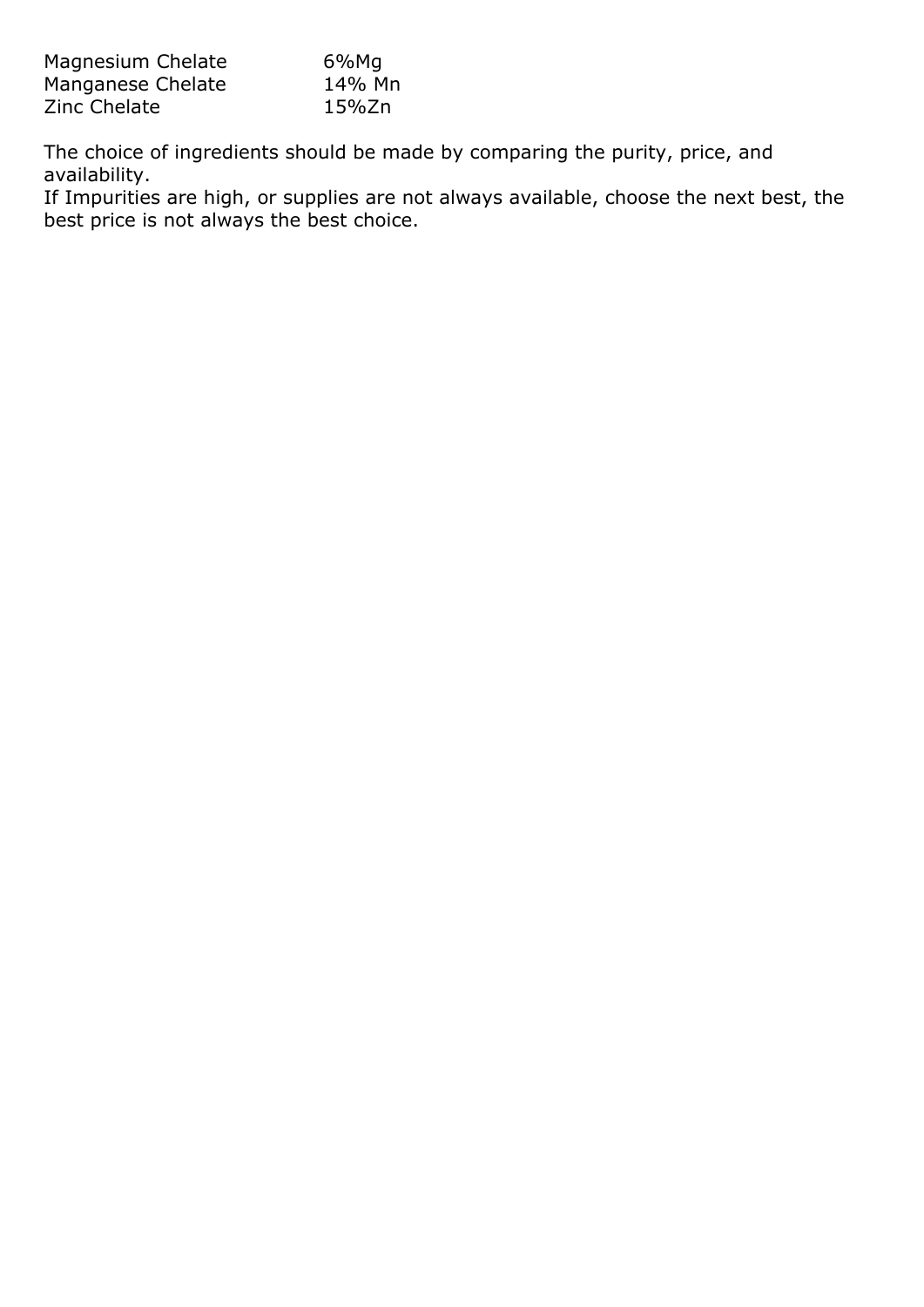| | |
|---|---|
| Magnesium Chelate | 6%Mg |
| Manganese Chelate | 14% Mn |
| Zinc Chelate | 15%Zn |

The choice of ingredients should be made by comparing the purity, price, and availability.
If Impurities are high, or supplies are not always available, choose the next best, the best price is not always the best choice.